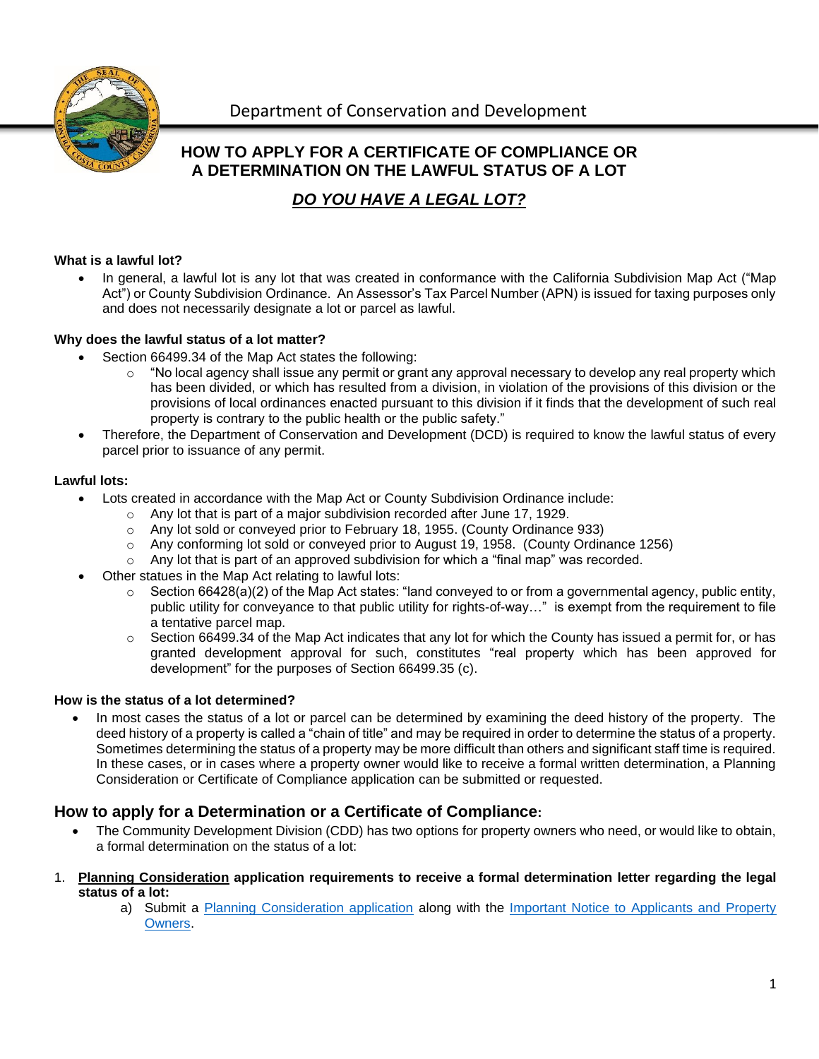Department of Conservation and Development

# HOW TO APPLY FOR A CERTIFICATE OF COMPLIANCE OR A DETERMINATION ON THE LAWFUL STATUS OF A LOT

## ***DO YOU HAVE A LEGAL LOT?***

**What is a lawful lot?**

- In general, a lawful lot is any lot that was created in conformance with the California Subdivision Map Act ("Map Act") or County Subdivision Ordinance. An Assessor's Tax Parcel Number (APN) is issued for taxing purposes only and does not necessarily designate a lot or parcel as lawful.

**Why does the lawful status of a lot matter?**

- Section 66499.34 of the Map Act states the following:
  - "No local agency shall issue any permit or grant any approval necessary to develop any real property which has been divided, or which has resulted from a division, in violation of the provisions of this division or the provisions of local ordinances enacted pursuant to this division if it finds that the development of such real property is contrary to the public health or the public safety."
- Therefore, the Department of Conservation and Development (DCD) is required to know the lawful status of every parcel prior to issuance of any permit.

**Lawful lots:**

- Lots created in accordance with the Map Act or County Subdivision Ordinance include:
  - Any lot that is part of a major subdivision recorded after June 17, 1929.
  - Any lot sold or conveyed prior to February 18, 1955. (County Ordinance 933)
  - Any conforming lot sold or conveyed prior to August 19, 1958. (County Ordinance 1256)
  - Any lot that is part of an approved subdivision for which a "final map" was recorded.
- Other statues in the Map Act relating to lawful lots:
  - Section 66428(a)(2) of the Map Act states: "land conveyed to or from a governmental agency, public entity, public utility for conveyance to that public utility for rights-of-way…" is exempt from the requirement to file a tentative parcel map.
  - Section 66499.34 of the Map Act indicates that any lot for which the County has issued a permit for, or has granted development approval for such, constitutes "real property which has been approved for development" for the purposes of Section 66499.35 (c).

**How is the status of a lot determined?**

- In most cases the status of a lot or parcel can be determined by examining the deed history of the property. The deed history of a property is called a "chain of title" and may be required in order to determine the status of a property. Sometimes determining the status of a property may be more difficult than others and significant staff time is required. In these cases, or in cases where a property owner would like to receive a formal written determination, a Planning Consideration or Certificate of Compliance application can be submitted or requested.

## How to apply for a Determination or a Certificate of Compliance:

- The Community Development Division (CDD) has two options for property owners who need, or would like to obtain, a formal determination on the status of a lot:

1. **__Planning Consideration__ application requirements to receive a formal determination letter regarding the legal status of a lot:**
   a) Submit a Planning Consideration application along with the Important Notice to Applicants and Property Owners.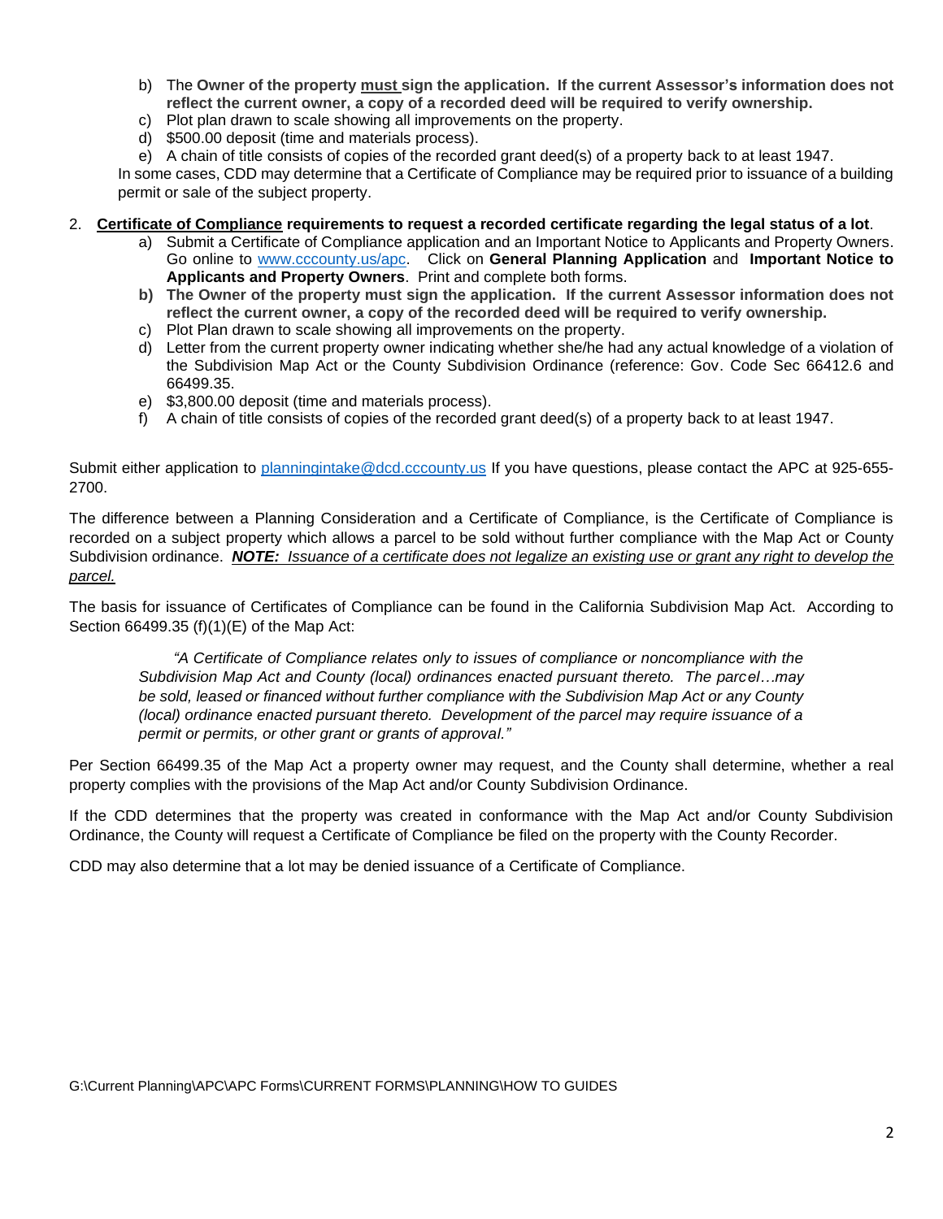b) The **Owner of the property <u>must</u> sign the application. If the current Assessor's information does not reflect the current owner, a copy of a recorded deed will be required to verify ownership.**
c) Plot plan drawn to scale showing all improvements on the property.
d) $500.00 deposit (time and materials process).
e) A chain of title consists of copies of the recorded grant deed(s) of a property back to at least 1947.

In some cases, CDD may determine that a Certificate of Compliance may be required prior to issuance of a building permit or sale of the subject property.

2. **<u>Certificate of Compliance</u> requirements to request a recorded certificate regarding the legal status of a lot**.
   a) Submit a Certificate of Compliance application and an Important Notice to Applicants and Property Owners. Go online to www.cccounty.us/apc. Click on **General Planning Application** and **Important Notice to Applicants and Property Owners**. Print and complete both forms.
   **b) The Owner of the property must sign the application. If the current Assessor information does not reflect the current owner, a copy of the recorded deed will be required to verify ownership.**
   c) Plot Plan drawn to scale showing all improvements on the property.
   d) Letter from the current property owner indicating whether she/he had any actual knowledge of a violation of the Subdivision Map Act or the County Subdivision Ordinance (reference: Gov. Code Sec 66412.6 and 66499.35.
   e) $3,800.00 deposit (time and materials process).
   f) A chain of title consists of copies of the recorded grant deed(s) of a property back to at least 1947.

Submit either application to planningintake@dcd.cccounty.us If you have questions, please contact the APC at 925-655-2700.

The difference between a Planning Consideration and a Certificate of Compliance, is the Certificate of Compliance is recorded on a subject property which allows a parcel to be sold without further compliance with the Map Act or County Subdivision ordinance. ***<u>NOTE:</u>*** *<u>Issuance of a certificate does not legalize an existing use or grant any right to develop the parcel.</u>*

The basis for issuance of Certificates of Compliance can be found in the California Subdivision Map Act. According to Section 66499.35 (f)(1)(E) of the Map Act:

> *"A Certificate of Compliance relates only to issues of compliance or noncompliance with the Subdivision Map Act and County (local) ordinances enacted pursuant thereto. The parcel…may be sold, leased or financed without further compliance with the Subdivision Map Act or any County (local) ordinance enacted pursuant thereto. Development of the parcel may require issuance of a permit or permits, or other grant or grants of approval."*

Per Section 66499.35 of the Map Act a property owner may request, and the County shall determine, whether a real property complies with the provisions of the Map Act and/or County Subdivision Ordinance.

If the CDD determines that the property was created in conformance with the Map Act and/or County Subdivision Ordinance, the County will request a Certificate of Compliance be filed on the property with the County Recorder.

CDD may also determine that a lot may be denied issuance of a Certificate of Compliance.

G:\Current Planning\APC\APC Forms\CURRENT FORMS\PLANNING\HOW TO GUIDES